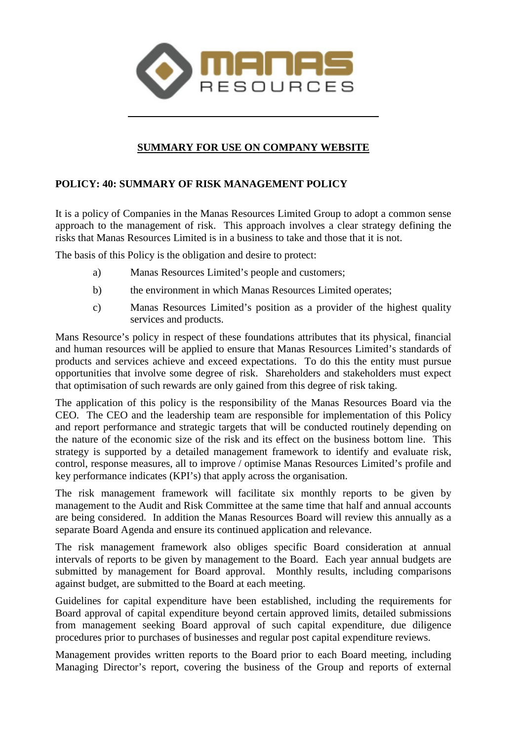**SUMMARY FOR USE ON COMPANY WEBSITE**

**POLICY: 40: SUMMARY OF RISK MANAGEMENT POLICY**

It is a policy of Companies in the Manas Resources Limited Group to adopt a common sense approach to the management of risk. This approach involves a clear strategy defining the risks that Manas Resources Limited is in a business to take and those that it is not.

The basis of this Policy is the obligation and desire to protect:

a) Manas Resources Limited's people and customers;

b) the environment in which Manas Resources Limited operates;

c) Manas Resources Limited's position as a provider of the highest quality services and products.

Mans Resource's policy in respect of these foundations attributes that its physical, financial and human resources will be applied to ensure that Manas Resources Limited's standards of products and services achieve and exceed expectations. To do this the entity must pursue opportunities that involve some degree of risk. Shareholders and stakeholders must expect that optimisation of such rewards are only gained from this degree of risk taking.

The application of this policy is the responsibility of the Manas Resources Board via the CEO. The CEO and the leadership team are responsible for implementation of this Policy and report performance and strategic targets that will be conducted routinely depending on the nature of the economic size of the risk and its effect on the business bottom line. This strategy is supported by a detailed management framework to identify and evaluate risk, control, response measures, all to improve / optimise Manas Resources Limited's profile and key performance indicates (KPI's) that apply across the organisation.

The risk management framework will facilitate six monthly reports to be given by management to the Audit and Risk Committee at the same time that half and annual accounts are being considered. In addition the Manas Resources Board will review this annually as a separate Board Agenda and ensure its continued application and relevance.

The risk management framework also obliges specific Board consideration at annual intervals of reports to be given by management to the Board. Each year annual budgets are submitted by management for Board approval. Monthly results, including comparisons against budget, are submitted to the Board at each meeting.

Guidelines for capital expenditure have been established, including the requirements for Board approval of capital expenditure beyond certain approved limits, detailed submissions from management seeking Board approval of such capital expenditure, due diligence procedures prior to purchases of businesses and regular post capital expenditure reviews.

Management provides written reports to the Board prior to each Board meeting, including Managing Director's report, covering the business of the Group and reports of external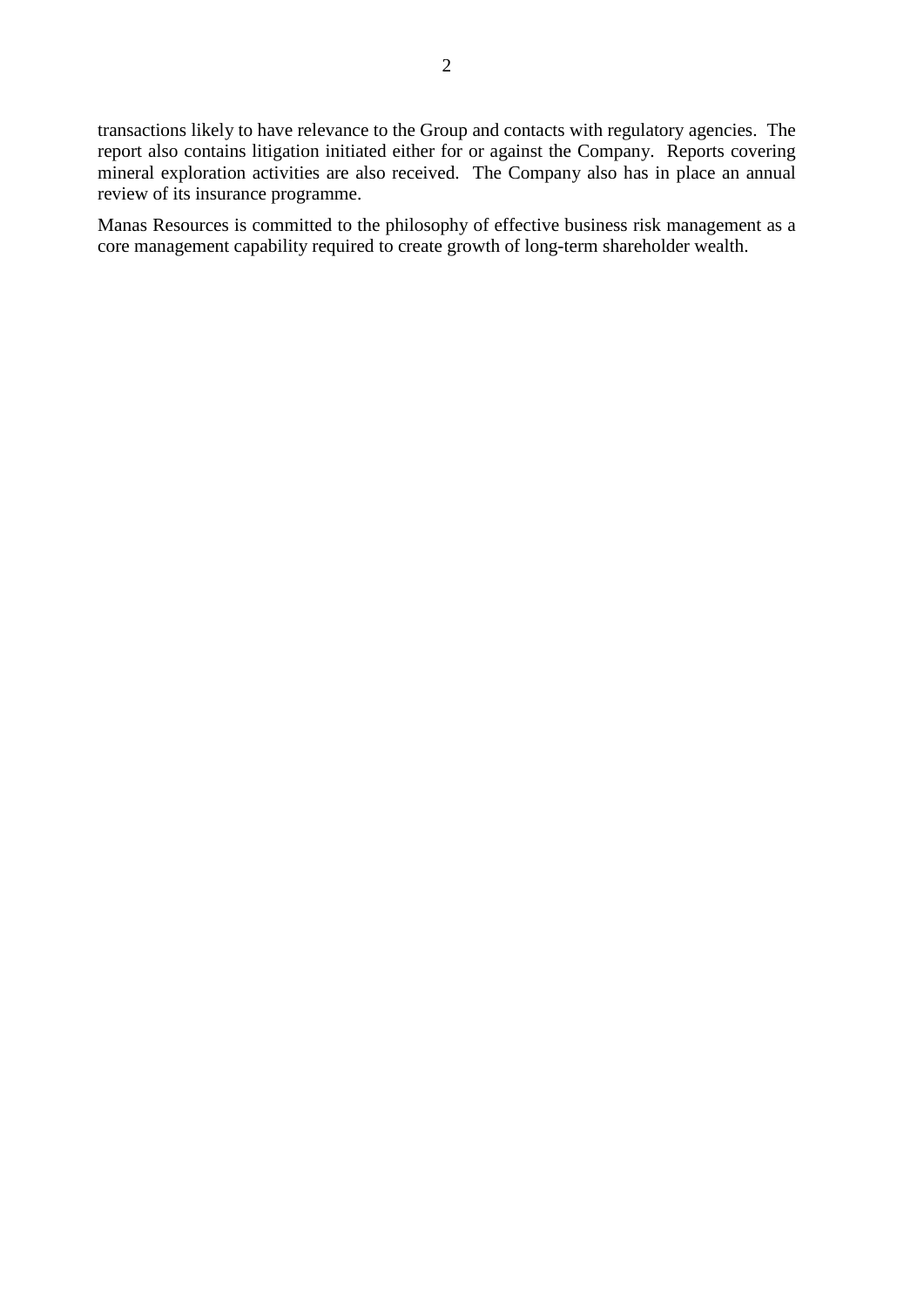transactions likely to have relevance to the Group and contacts with regulatory agencies. The report also contains litigation initiated either for or against the Company. Reports covering mineral exploration activities are also received. The Company also has in place an annual review of its insurance programme.

Manas Resources is committed to the philosophy of effective business risk management as a core management capability required to create growth of long-term shareholder wealth.